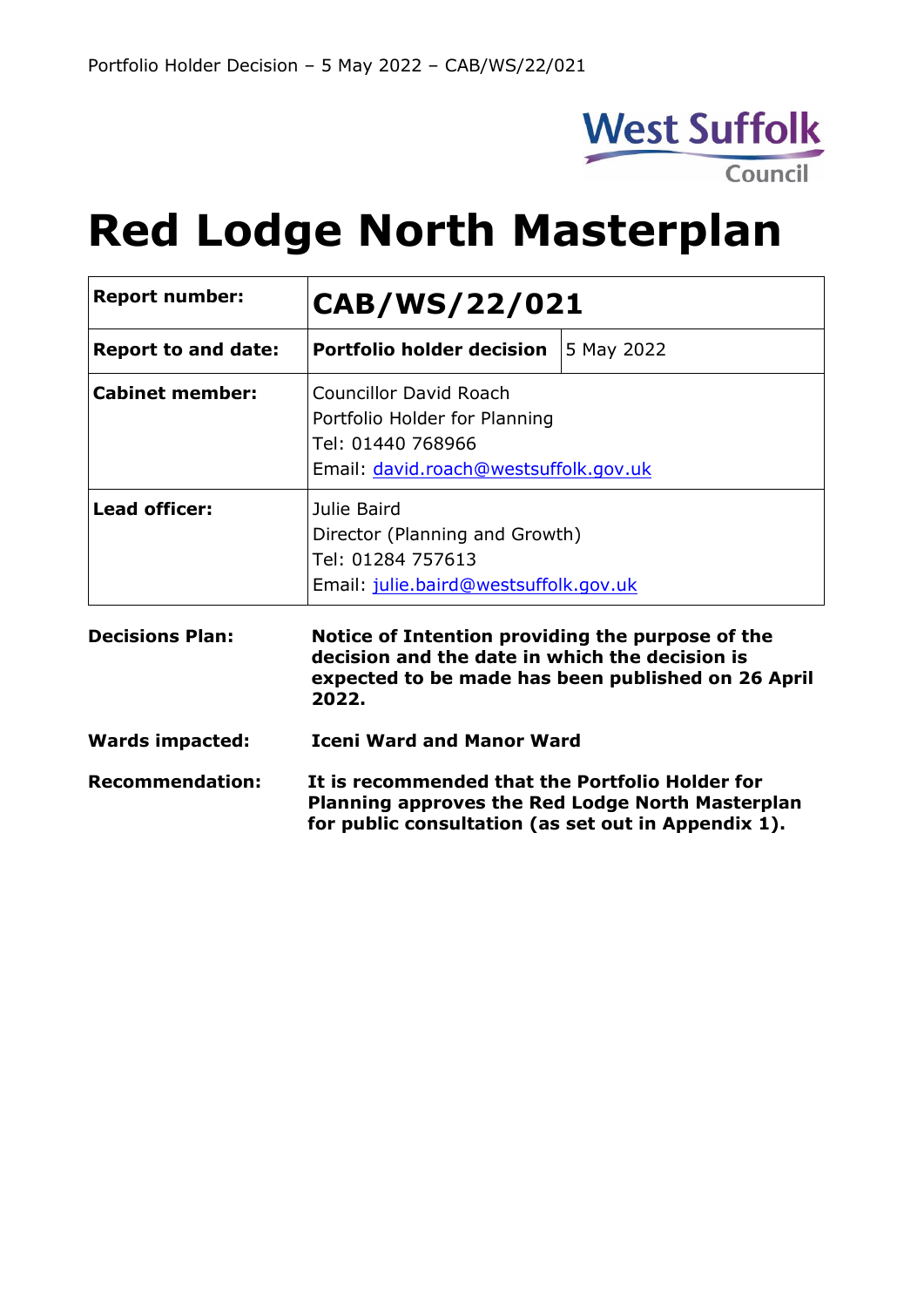West Suffolk Council

# Red Lodge North Masterplan

| | | |
|---|---|---|
| **Report number:** | **CAB/WS/22/021** | |
| **Report to and date:** | **Portfolio holder decision** | 5 May 2022 |
| **Cabinet member:** | Councillor David Roach<br>Portfolio Holder for Planning<br>Tel: 01440 768966<br>Email: david.roach@westsuffolk.gov.uk | |
| **Lead officer:** | Julie Baird<br>Director (Planning and Growth)<br>Tel: 01284 757613<br>Email: julie.baird@westsuffolk.gov.uk | |

**Decisions Plan:** **Notice of Intention providing the purpose of the decision and the date in which the decision is expected to be made has been published on 26 April 2022.**

**Wards impacted:** **Iceni Ward and Manor Ward**

**Recommendation:** **It is recommended that the Portfolio Holder for Planning approves the Red Lodge North Masterplan for public consultation (as set out in Appendix 1).**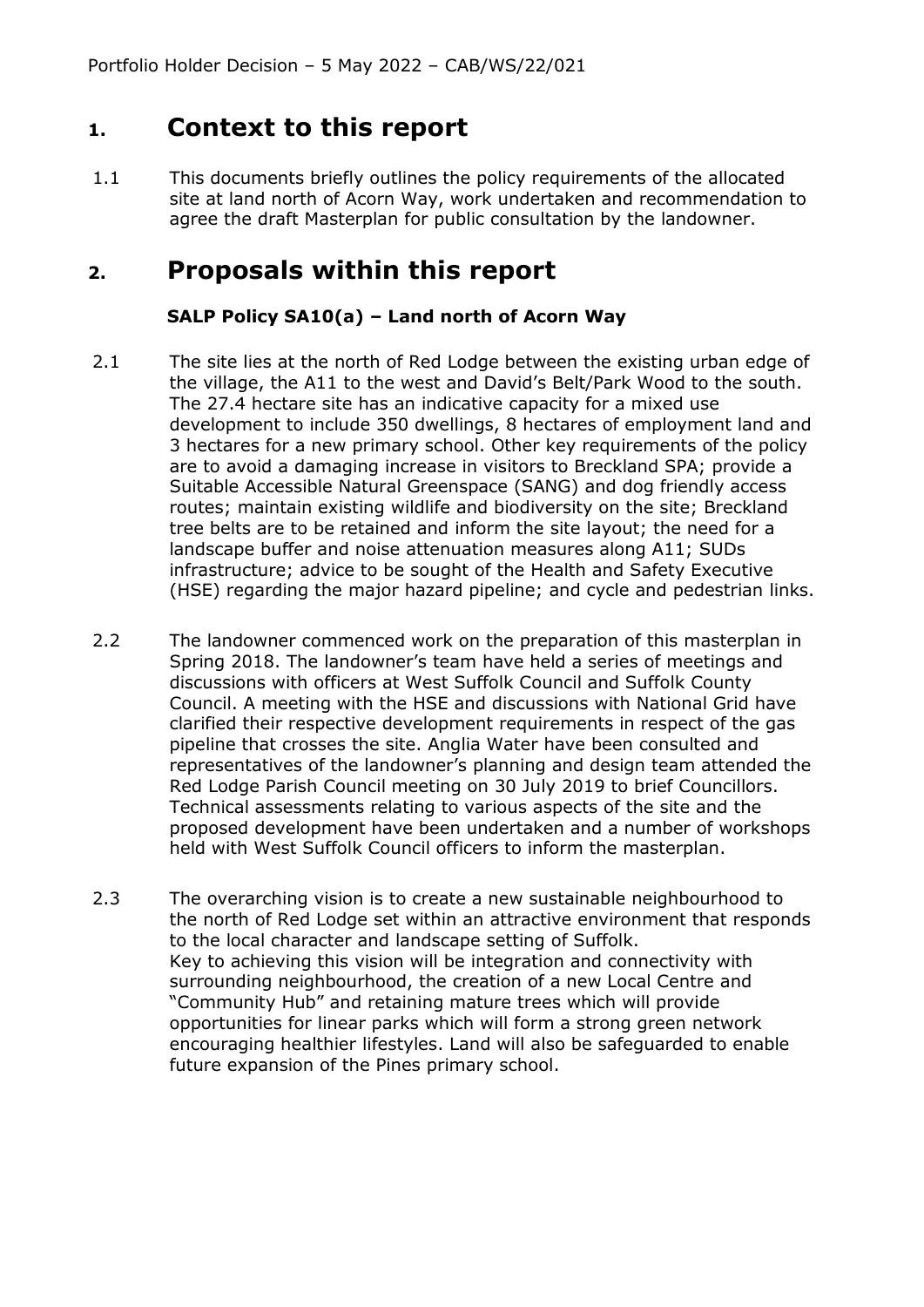## 1. Context to this report

1.1 This documents briefly outlines the policy requirements of the allocated site at land north of Acorn Way, work undertaken and recommendation to agree the draft Masterplan for public consultation by the landowner.

## 2. Proposals within this report

### SALP Policy SA10(a) – Land north of Acorn Way

2.1 The site lies at the north of Red Lodge between the existing urban edge of the village, the A11 to the west and David's Belt/Park Wood to the south. The 27.4 hectare site has an indicative capacity for a mixed use development to include 350 dwellings, 8 hectares of employment land and 3 hectares for a new primary school. Other key requirements of the policy are to avoid a damaging increase in visitors to Breckland SPA; provide a Suitable Accessible Natural Greenspace (SANG) and dog friendly access routes; maintain existing wildlife and biodiversity on the site; Breckland tree belts are to be retained and inform the site layout; the need for a landscape buffer and noise attenuation measures along A11; SUDs infrastructure; advice to be sought of the Health and Safety Executive (HSE) regarding the major hazard pipeline; and cycle and pedestrian links.

2.2 The landowner commenced work on the preparation of this masterplan in Spring 2018. The landowner's team have held a series of meetings and discussions with officers at West Suffolk Council and Suffolk County Council. A meeting with the HSE and discussions with National Grid have clarified their respective development requirements in respect of the gas pipeline that crosses the site. Anglia Water have been consulted and representatives of the landowner's planning and design team attended the Red Lodge Parish Council meeting on 30 July 2019 to brief Councillors. Technical assessments relating to various aspects of the site and the proposed development have been undertaken and a number of workshops held with West Suffolk Council officers to inform the masterplan.

2.3 The overarching vision is to create a new sustainable neighbourhood to the north of Red Lodge set within an attractive environment that responds to the local character and landscape setting of Suffolk.
Key to achieving this vision will be integration and connectivity with surrounding neighbourhood, the creation of a new Local Centre and "Community Hub" and retaining mature trees which will provide opportunities for linear parks which will form a strong green network encouraging healthier lifestyles. Land will also be safeguarded to enable future expansion of the Pines primary school.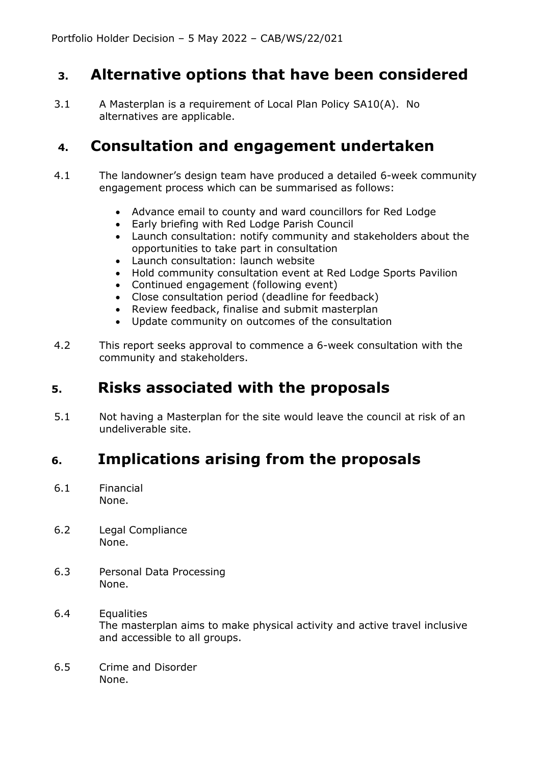## 3. Alternative options that have been considered

3.1 A Masterplan is a requirement of Local Plan Policy SA10(A). No alternatives are applicable.

## 4. Consultation and engagement undertaken

4.1 The landowner's design team have produced a detailed 6-week community engagement process which can be summarised as follows:

- Advance email to county and ward councillors for Red Lodge
- Early briefing with Red Lodge Parish Council
- Launch consultation: notify community and stakeholders about the opportunities to take part in consultation
- Launch consultation: launch website
- Hold community consultation event at Red Lodge Sports Pavilion
- Continued engagement (following event)
- Close consultation period (deadline for feedback)
- Review feedback, finalise and submit masterplan
- Update community on outcomes of the consultation

4.2 This report seeks approval to commence a 6-week consultation with the community and stakeholders.

## 5. Risks associated with the proposals

5.1 Not having a Masterplan for the site would leave the council at risk of an undeliverable site.

## 6. Implications arising from the proposals

6.1 Financial
None.

6.2 Legal Compliance
None.

6.3 Personal Data Processing
None.

6.4 Equalities
The masterplan aims to make physical activity and active travel inclusive and accessible to all groups.

6.5 Crime and Disorder
None.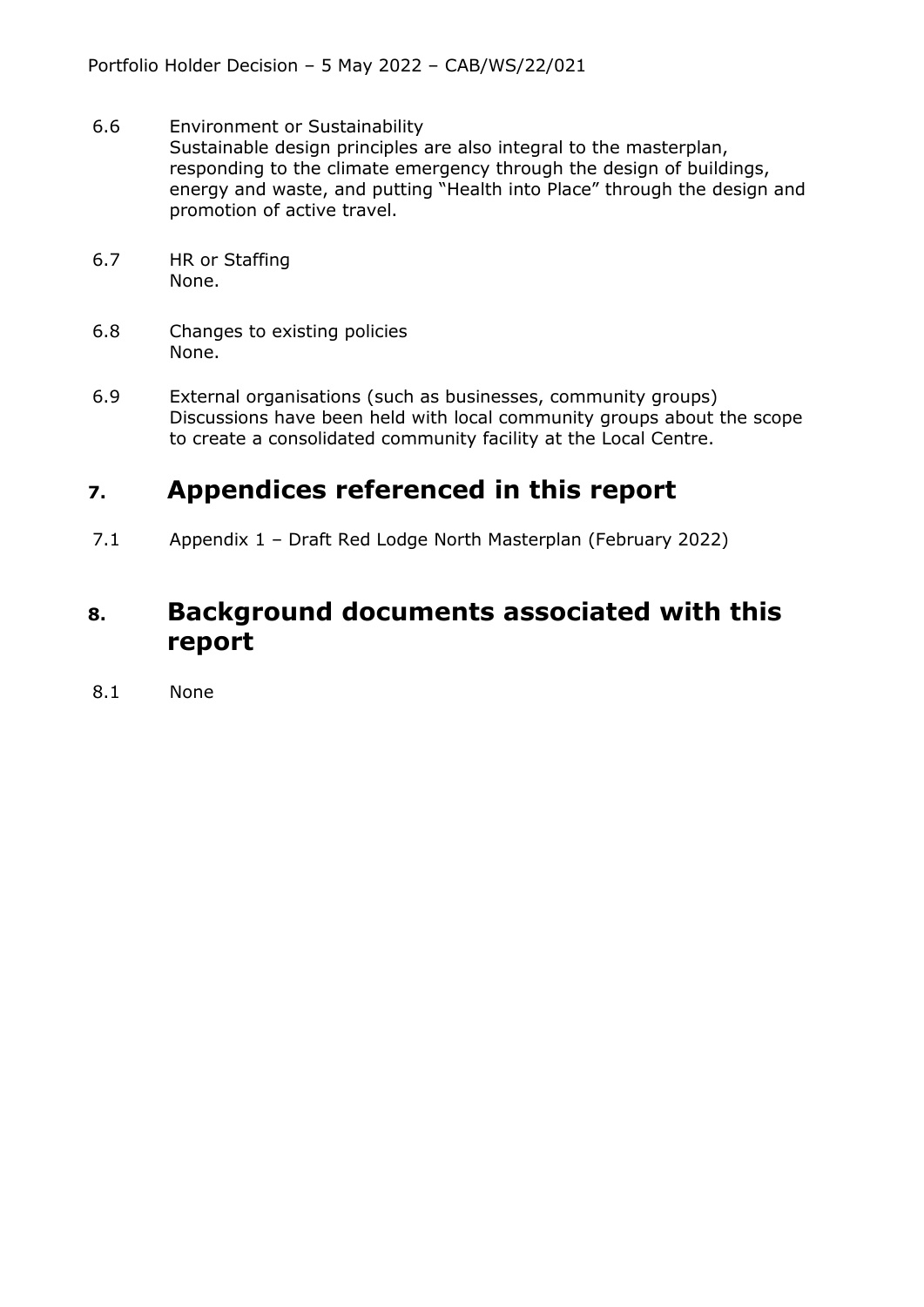6.6 Environment or Sustainability
Sustainable design principles are also integral to the masterplan, responding to the climate emergency through the design of buildings, energy and waste, and putting "Health into Place" through the design and promotion of active travel.

6.7 HR or Staffing
None.

6.8 Changes to existing policies
None.

6.9 External organisations (such as businesses, community groups)
Discussions have been held with local community groups about the scope to create a consolidated community facility at the Local Centre.

## 7. Appendices referenced in this report

7.1 Appendix 1 – Draft Red Lodge North Masterplan (February 2022)

## 8. Background documents associated with this report

8.1 None